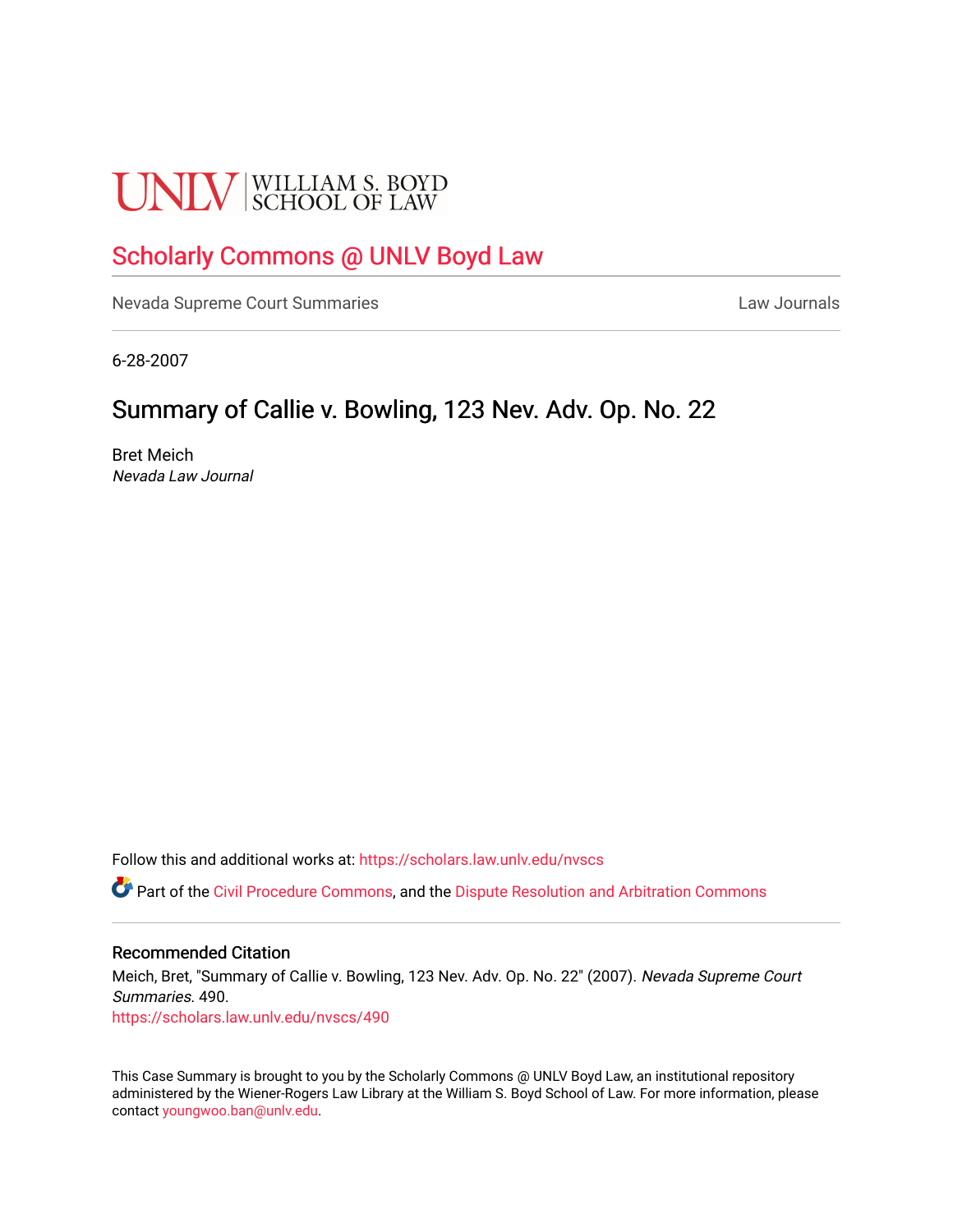UNLV | WILLIAM S. BOYD SCHOOL OF LAW

# Scholarly Commons @ UNLV Boyd Law

Nevada Supreme Court Summaries | Law Journals

6-28-2007

## Summary of Callie v. Bowling, 123 Nev. Adv. Op. No. 22

Bret Meich
*Nevada Law Journal*

Follow this and additional works at: https://scholars.law.unlv.edu/nvscs

Part of the Civil Procedure Commons, and the Dispute Resolution and Arbitration Commons

### Recommended Citation

Meich, Bret, "Summary of Callie v. Bowling, 123 Nev. Adv. Op. No. 22" (2007). *Nevada Supreme Court Summaries*. 490.
https://scholars.law.unlv.edu/nvscs/490

This Case Summary is brought to you by the Scholarly Commons @ UNLV Boyd Law, an institutional repository administered by the Wiener-Rogers Law Library at the William S. Boyd School of Law. For more information, please contact youngwoo.ban@unlv.edu.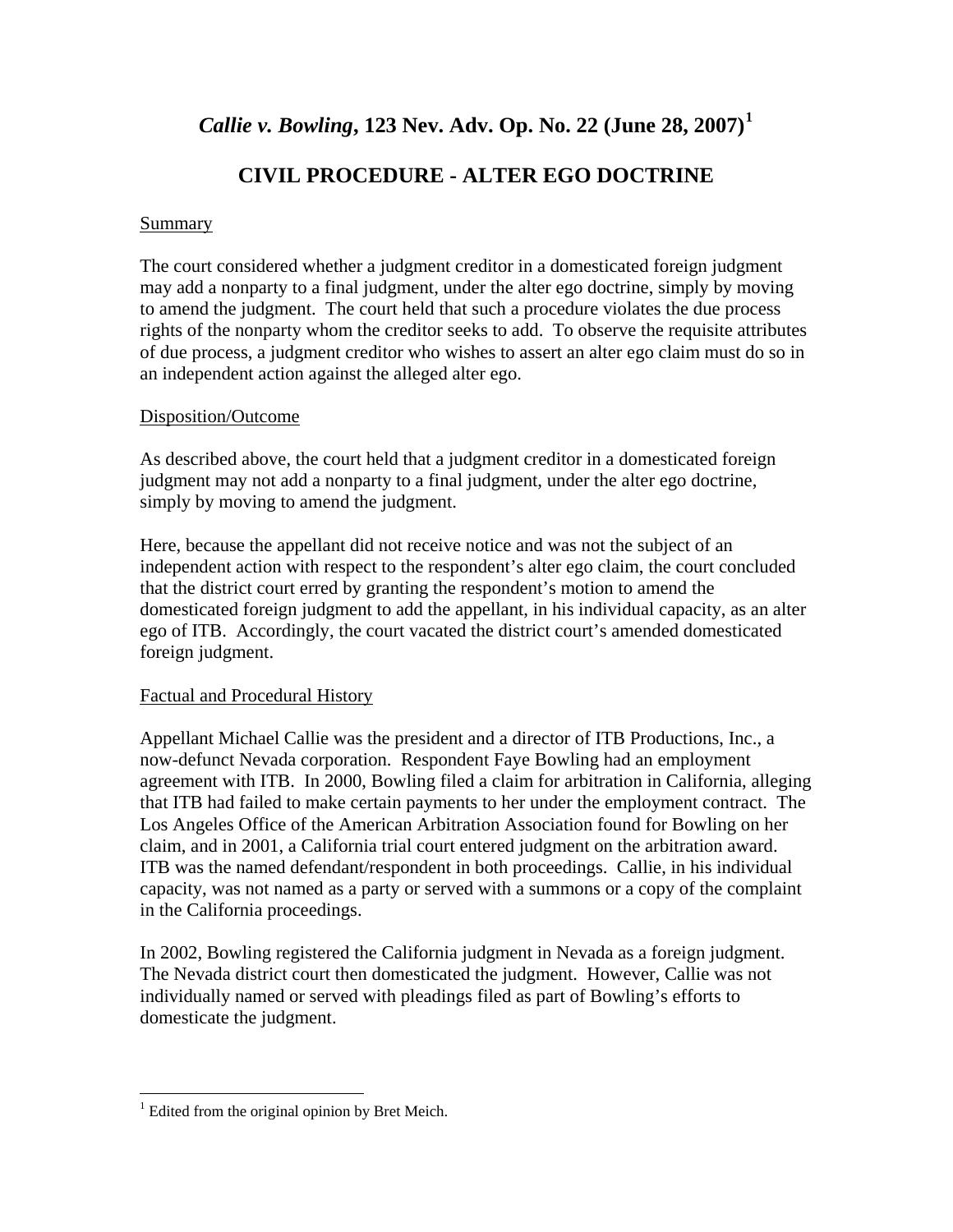# *Callie v. Bowling*, 123 Nev. Adv. Op. No. 22 (June 28, 2007)[1]

## CIVIL PROCEDURE - ALTER EGO DOCTRINE

Summary

The court considered whether a judgment creditor in a domesticated foreign judgment may add a nonparty to a final judgment, under the alter ego doctrine, simply by moving to amend the judgment. The court held that such a procedure violates the due process rights of the nonparty whom the creditor seeks to add. To observe the requisite attributes of due process, a judgment creditor who wishes to assert an alter ego claim must do so in an independent action against the alleged alter ego.

Disposition/Outcome

As described above, the court held that a judgment creditor in a domesticated foreign judgment may not add a nonparty to a final judgment, under the alter ego doctrine, simply by moving to amend the judgment.

Here, because the appellant did not receive notice and was not the subject of an independent action with respect to the respondent's alter ego claim, the court concluded that the district court erred by granting the respondent's motion to amend the domesticated foreign judgment to add the appellant, in his individual capacity, as an alter ego of ITB. Accordingly, the court vacated the district court's amended domesticated foreign judgment.

Factual and Procedural History

Appellant Michael Callie was the president and a director of ITB Productions, Inc., a now-defunct Nevada corporation. Respondent Faye Bowling had an employment agreement with ITB. In 2000, Bowling filed a claim for arbitration in California, alleging that ITB had failed to make certain payments to her under the employment contract. The Los Angeles Office of the American Arbitration Association found for Bowling on her claim, and in 2001, a California trial court entered judgment on the arbitration award. ITB was the named defendant/respondent in both proceedings. Callie, in his individual capacity, was not named as a party or served with a summons or a copy of the complaint in the California proceedings.

In 2002, Bowling registered the California judgment in Nevada as a foreign judgment. The Nevada district court then domesticated the judgment. However, Callie was not individually named or served with pleadings filed as part of Bowling's efforts to domesticate the judgment.

[1] Edited from the original opinion by Bret Meich.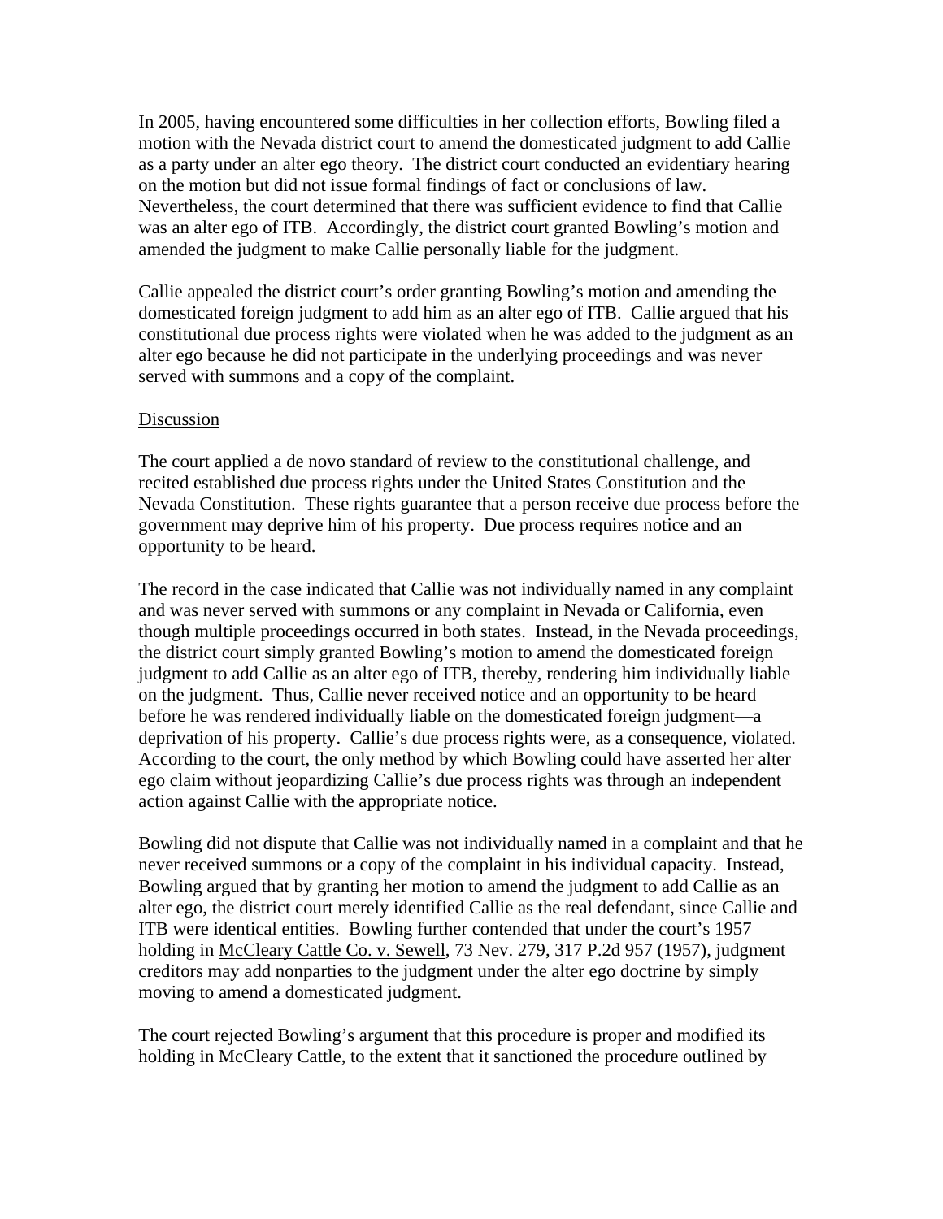In 2005, having encountered some difficulties in her collection efforts, Bowling filed a motion with the Nevada district court to amend the domesticated judgment to add Callie as a party under an alter ego theory. The district court conducted an evidentiary hearing on the motion but did not issue formal findings of fact or conclusions of law. Nevertheless, the court determined that there was sufficient evidence to find that Callie was an alter ego of ITB. Accordingly, the district court granted Bowling's motion and amended the judgment to make Callie personally liable for the judgment.

Callie appealed the district court's order granting Bowling's motion and amending the domesticated foreign judgment to add him as an alter ego of ITB. Callie argued that his constitutional due process rights were violated when he was added to the judgment as an alter ego because he did not participate in the underlying proceedings and was never served with summons and a copy of the complaint.

Discussion

The court applied a de novo standard of review to the constitutional challenge, and recited established due process rights under the United States Constitution and the Nevada Constitution. These rights guarantee that a person receive due process before the government may deprive him of his property. Due process requires notice and an opportunity to be heard.

The record in the case indicated that Callie was not individually named in any complaint and was never served with summons or any complaint in Nevada or California, even though multiple proceedings occurred in both states. Instead, in the Nevada proceedings, the district court simply granted Bowling's motion to amend the domesticated foreign judgment to add Callie as an alter ego of ITB, thereby, rendering him individually liable on the judgment. Thus, Callie never received notice and an opportunity to be heard before he was rendered individually liable on the domesticated foreign judgment—a deprivation of his property. Callie's due process rights were, as a consequence, violated. According to the court, the only method by which Bowling could have asserted her alter ego claim without jeopardizing Callie's due process rights was through an independent action against Callie with the appropriate notice.

Bowling did not dispute that Callie was not individually named in a complaint and that he never received summons or a copy of the complaint in his individual capacity. Instead, Bowling argued that by granting her motion to amend the judgment to add Callie as an alter ego, the district court merely identified Callie as the real defendant, since Callie and ITB were identical entities. Bowling further contended that under the court's 1957 holding in McCleary Cattle Co. v. Sewell, 73 Nev. 279, 317 P.2d 957 (1957), judgment creditors may add nonparties to the judgment under the alter ego doctrine by simply moving to amend a domesticated judgment.

The court rejected Bowling's argument that this procedure is proper and modified its holding in McCleary Cattle, to the extent that it sanctioned the procedure outlined by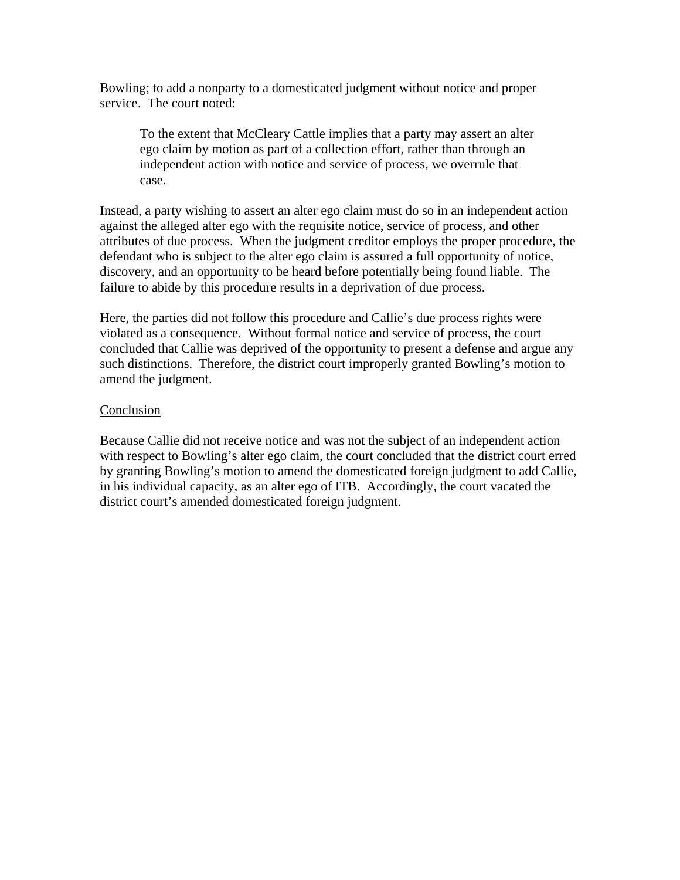Bowling; to add a nonparty to a domesticated judgment without notice and proper service. The court noted:

> To the extent that <u>McCleary Cattle</u> implies that a party may assert an alter ego claim by motion as part of a collection effort, rather than through an independent action with notice and service of process, we overrule that case.

Instead, a party wishing to assert an alter ego claim must do so in an independent action against the alleged alter ego with the requisite notice, service of process, and other attributes of due process. When the judgment creditor employs the proper procedure, the defendant who is subject to the alter ego claim is assured a full opportunity of notice, discovery, and an opportunity to be heard before potentially being found liable. The failure to abide by this procedure results in a deprivation of due process.

Here, the parties did not follow this procedure and Callie's due process rights were violated as a consequence. Without formal notice and service of process, the court concluded that Callie was deprived of the opportunity to present a defense and argue any such distinctions. Therefore, the district court improperly granted Bowling's motion to amend the judgment.

<u>Conclusion</u>

Because Callie did not receive notice and was not the subject of an independent action with respect to Bowling's alter ego claim, the court concluded that the district court erred by granting Bowling's motion to amend the domesticated foreign judgment to add Callie, in his individual capacity, as an alter ego of ITB. Accordingly, the court vacated the district court's amended domesticated foreign judgment.